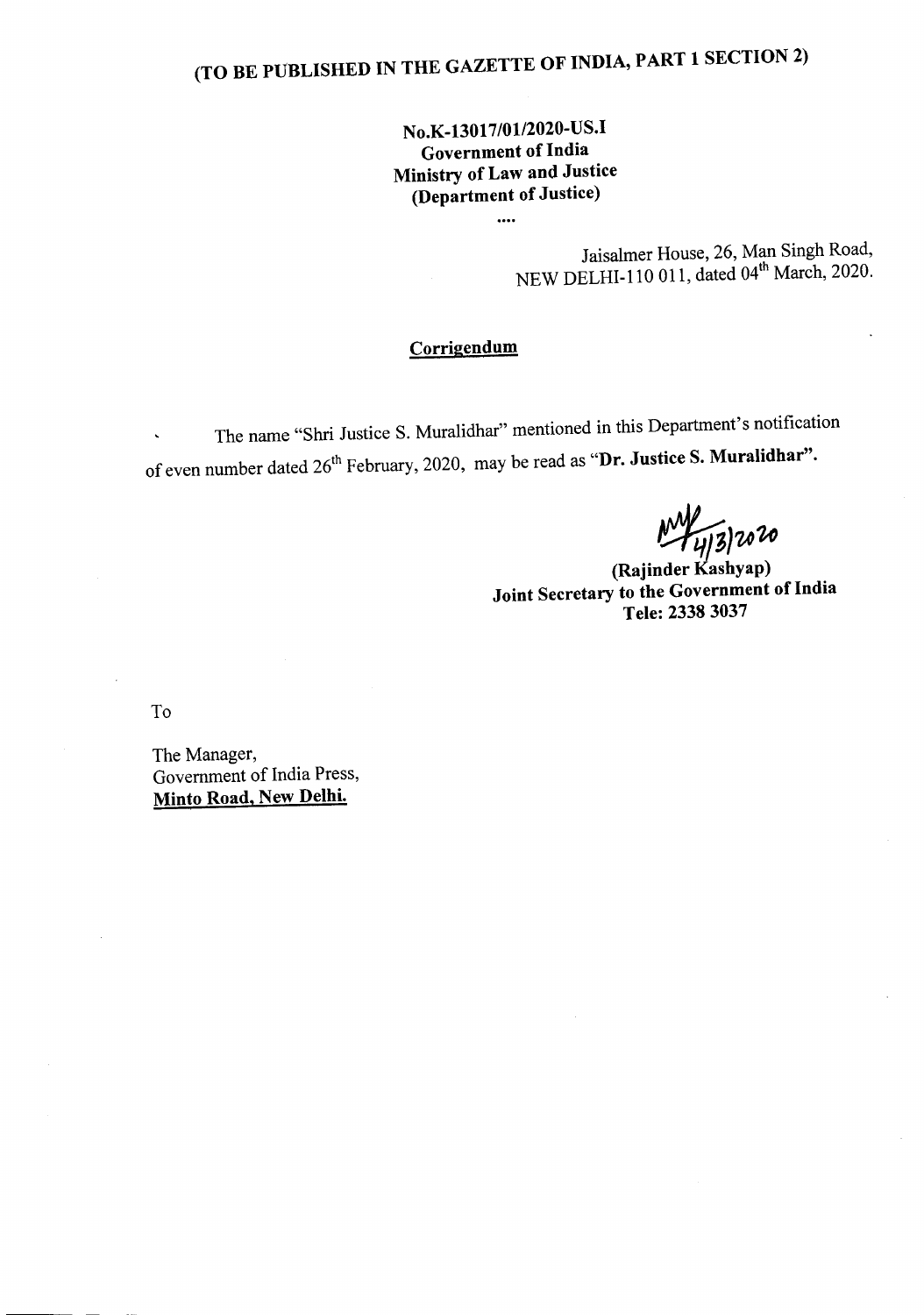# (TO BE PUBLISHED IN THE GAZETTE OF INDIA, PART 1 SECTION 2)

**No.K-13017/01/2020-US.I**
**Government of India**
**Ministry of Law and Justice**
**(Department of Justice)**

....

Jaisalmer House, 26, Man Singh Road,
NEW DELHI-110 011, dated 04th March, 2020.

**Corrigendum**

The name "Shri Justice S. Muralidhar" mentioned in this Department's notification of even number dated 26th February, 2020, may be read as "**Dr. Justice S. Muralidhar**".

4/3/2020

**(Rajinder Kashyap)**
**Joint Secretary to the Government of India**
**Tele: 2338 3037**

To

The Manager,
Government of India Press,
**Minto Road, New Delhi.**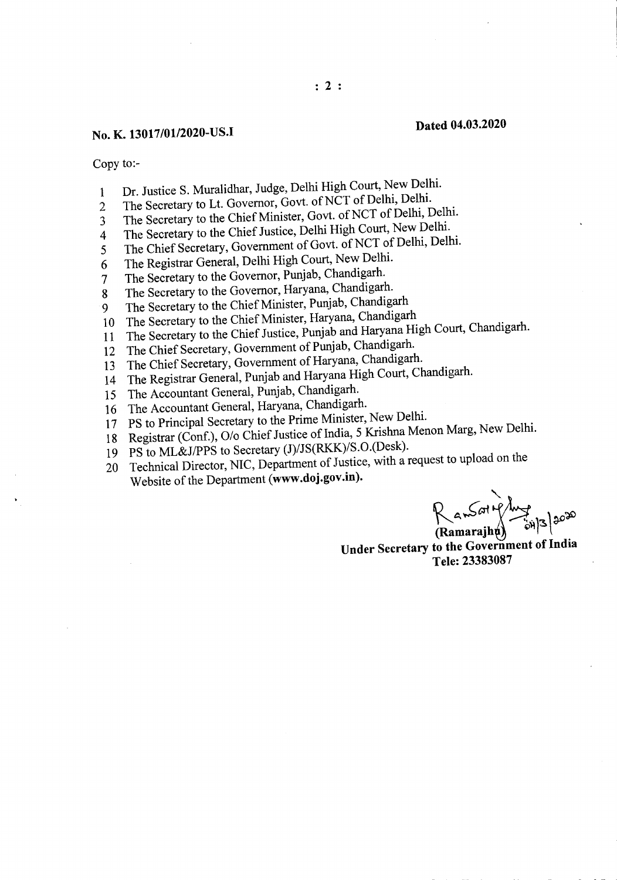**No. K. 13017/01/2020-US.I** **Dated 04.03.2020**

Copy to:-

1. Dr. Justice S. Muralidhar, Judge, Delhi High Court, New Delhi.
2. The Secretary to Lt. Governor, Govt. of NCT of Delhi, Delhi.
3. The Secretary to the Chief Minister, Govt. of NCT of Delhi, Delhi.
4. The Secretary to the Chief Justice, Delhi High Court, New Delhi.
5. The Chief Secretary, Government of Govt. of NCT of Delhi, Delhi.
6. The Registrar General, Delhi High Court, New Delhi.
7. The Secretary to the Governor, Punjab, Chandigarh.
8. The Secretary to the Governor, Haryana, Chandigarh.
9. The Secretary to the Chief Minister, Punjab, Chandigarh
10. The Secretary to the Chief Minister, Haryana, Chandigarh
11. The Secretary to the Chief Justice, Punjab and Haryana High Court, Chandigarh.
12. The Chief Secretary, Government of Punjab, Chandigarh.
13. The Chief Secretary, Government of Haryana, Chandigarh.
14. The Registrar General, Punjab and Haryana High Court, Chandigarh.
15. The Accountant General, Punjab, Chandigarh.
16. The Accountant General, Haryana, Chandigarh.
17. PS to Principal Secretary to the Prime Minister, New Delhi.
18. Registrar (Conf.), O/o Chief Justice of India, 5 Krishna Menon Marg, New Delhi.
19. PS to ML&J/PPS to Secretary (J)/JS(RKK)/S.O.(Desk).
20. Technical Director, NIC, Department of Justice, with a request to upload on the Website of the Department (**www.doj.gov.in**).

04/3/2020

**(Ramarajhu)**
**Under Secretary to the Government of India**
**Tele: 23383087**